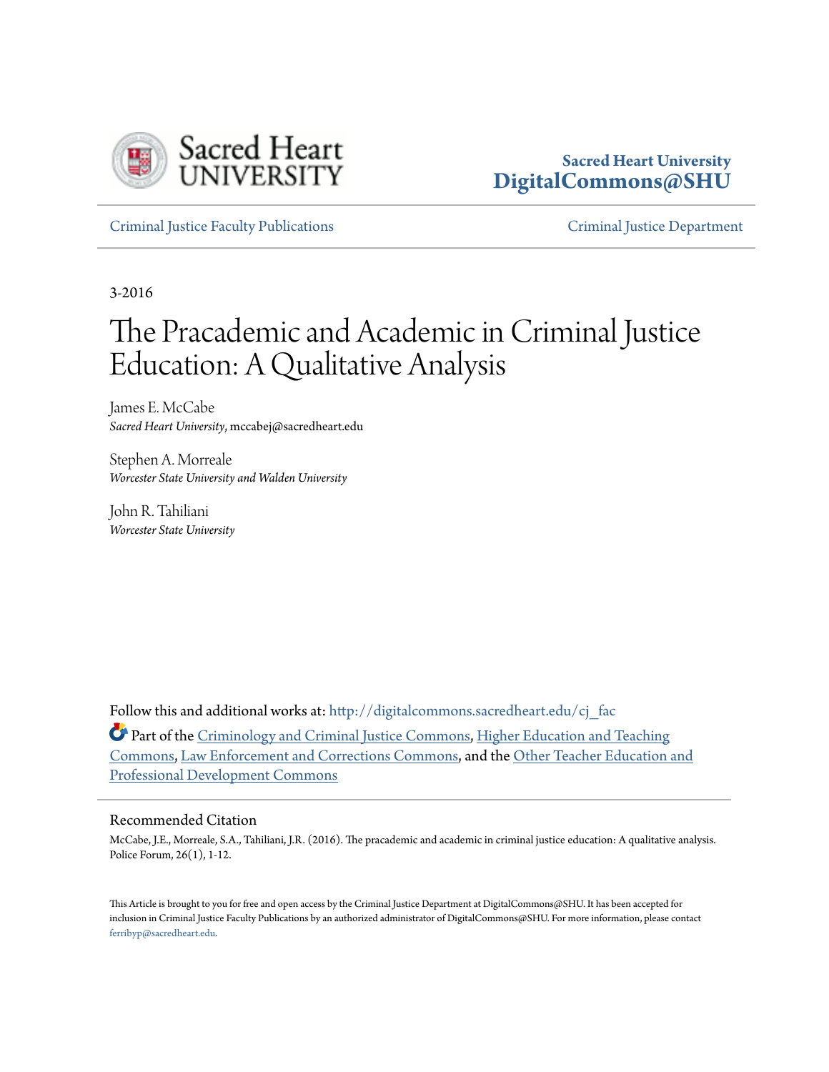Sacred Heart University
DigitalCommons@SHU

Criminal Justice Faculty Publications | Criminal Justice Department

3-2016

# The Pracademic and Academic in Criminal Justice Education: A Qualitative Analysis

James E. McCabe
*Sacred Heart University*, mccabej@sacredheart.edu

Stephen A. Morreale
*Worcester State University and Walden University*

John R. Tahiliani
*Worcester State University*

Follow this and additional works at: http://digitalcommons.sacredheart.edu/cj_fac

Part of the Criminology and Criminal Justice Commons, Higher Education and Teaching Commons, Law Enforcement and Corrections Commons, and the Other Teacher Education and Professional Development Commons

## Recommended Citation

McCabe, J.E., Morreale, S.A., Tahiliani, J.R. (2016). The pracademic and academic in criminal justice education: A qualitative analysis. Police Forum, 26(1), 1-12.

This Article is brought to you for free and open access by the Criminal Justice Department at DigitalCommons@SHU. It has been accepted for inclusion in Criminal Justice Faculty Publications by an authorized administrator of DigitalCommons@SHU. For more information, please contact ferribyp@sacredheart.edu.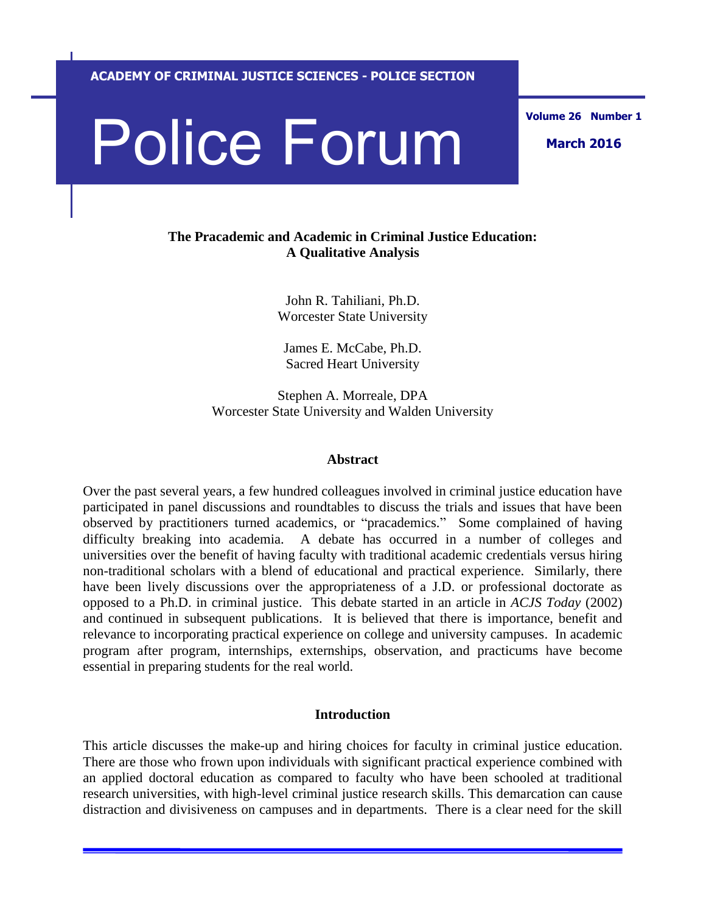ACADEMY OF CRIMINAL JUSTICE SCIENCES - POLICE SECTION

# Police Forum

Volume 26 Number 1

March 2016

## The Pracademic and Academic in Criminal Justice Education: A Qualitative Analysis

John R. Tahiliani, Ph.D.
Worcester State University

James E. McCabe, Ph.D.
Sacred Heart University

Stephen A. Morreale, DPA
Worcester State University and Walden University

### Abstract

Over the past several years, a few hundred colleagues involved in criminal justice education have participated in panel discussions and roundtables to discuss the trials and issues that have been observed by practitioners turned academics, or "pracademics." Some complained of having difficulty breaking into academia. A debate has occurred in a number of colleges and universities over the benefit of having faculty with traditional academic credentials versus hiring non-traditional scholars with a blend of educational and practical experience. Similarly, there have been lively discussions over the appropriateness of a J.D. or professional doctorate as opposed to a Ph.D. in criminal justice. This debate started in an article in *ACJS Today* (2002) and continued in subsequent publications. It is believed that there is importance, benefit and relevance to incorporating practical experience on college and university campuses. In academic program after program, internships, externships, observation, and practicums have become essential in preparing students for the real world.

### Introduction

This article discusses the make-up and hiring choices for faculty in criminal justice education. There are those who frown upon individuals with significant practical experience combined with an applied doctoral education as compared to faculty who have been schooled at traditional research universities, with high-level criminal justice research skills. This demarcation can cause distraction and divisiveness on campuses and in departments. There is a clear need for the skill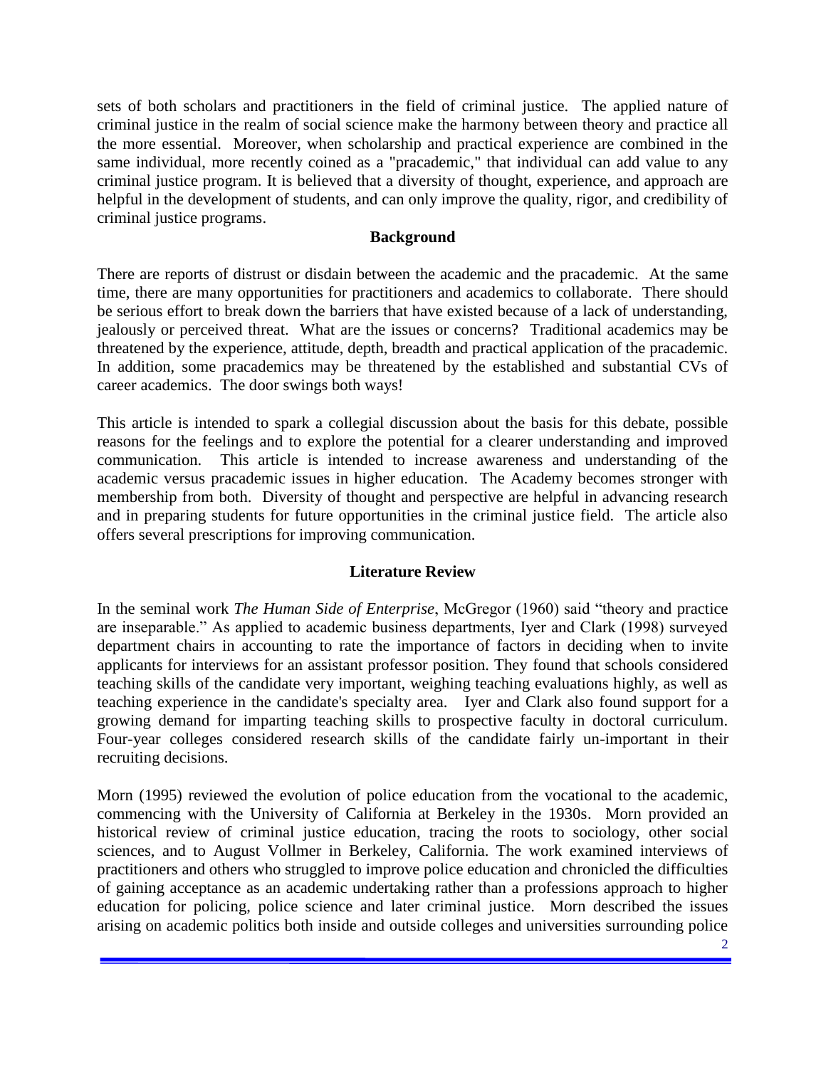sets of both scholars and practitioners in the field of criminal justice. The applied nature of criminal justice in the realm of social science make the harmony between theory and practice all the more essential. Moreover, when scholarship and practical experience are combined in the same individual, more recently coined as a "pracademic," that individual can add value to any criminal justice program. It is believed that a diversity of thought, experience, and approach are helpful in the development of students, and can only improve the quality, rigor, and credibility of criminal justice programs.

## Background

There are reports of distrust or disdain between the academic and the pracademic. At the same time, there are many opportunities for practitioners and academics to collaborate. There should be serious effort to break down the barriers that have existed because of a lack of understanding, jealously or perceived threat. What are the issues or concerns? Traditional academics may be threatened by the experience, attitude, depth, breadth and practical application of the pracademic. In addition, some pracademics may be threatened by the established and substantial CVs of career academics. The door swings both ways!

This article is intended to spark a collegial discussion about the basis for this debate, possible reasons for the feelings and to explore the potential for a clearer understanding and improved communication. This article is intended to increase awareness and understanding of the academic versus pracademic issues in higher education. The Academy becomes stronger with membership from both. Diversity of thought and perspective are helpful in advancing research and in preparing students for future opportunities in the criminal justice field. The article also offers several prescriptions for improving communication.

## Literature Review

In the seminal work *The Human Side of Enterprise*, McGregor (1960) said "theory and practice are inseparable." As applied to academic business departments, Iyer and Clark (1998) surveyed department chairs in accounting to rate the importance of factors in deciding when to invite applicants for interviews for an assistant professor position. They found that schools considered teaching skills of the candidate very important, weighing teaching evaluations highly, as well as teaching experience in the candidate's specialty area. Iyer and Clark also found support for a growing demand for imparting teaching skills to prospective faculty in doctoral curriculum. Four-year colleges considered research skills of the candidate fairly un-important in their recruiting decisions.

Morn (1995) reviewed the evolution of police education from the vocational to the academic, commencing with the University of California at Berkeley in the 1930s. Morn provided an historical review of criminal justice education, tracing the roots to sociology, other social sciences, and to August Vollmer in Berkeley, California. The work examined interviews of practitioners and others who struggled to improve police education and chronicled the difficulties of gaining acceptance as an academic undertaking rather than a professions approach to higher education for policing, police science and later criminal justice. Morn described the issues arising on academic politics both inside and outside colleges and universities surrounding police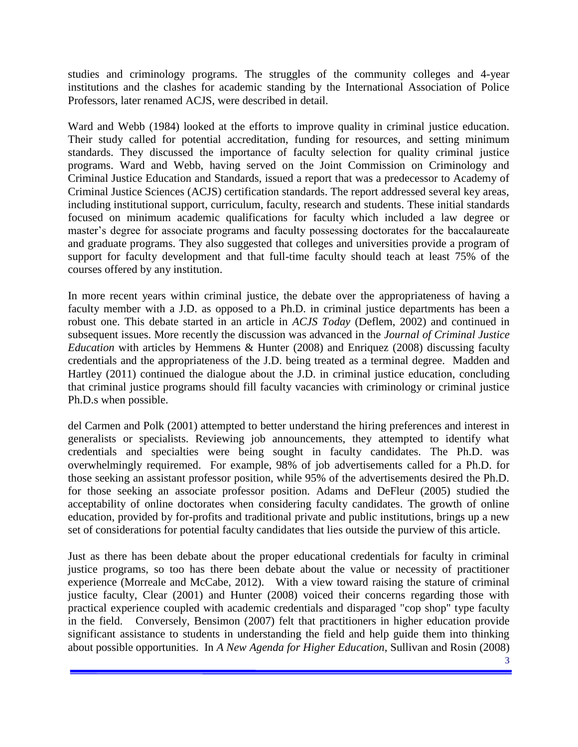studies and criminology programs. The struggles of the community colleges and 4-year institutions and the clashes for academic standing by the International Association of Police Professors, later renamed ACJS, were described in detail.

Ward and Webb (1984) looked at the efforts to improve quality in criminal justice education. Their study called for potential accreditation, funding for resources, and setting minimum standards. They discussed the importance of faculty selection for quality criminal justice programs. Ward and Webb, having served on the Joint Commission on Criminology and Criminal Justice Education and Standards, issued a report that was a predecessor to Academy of Criminal Justice Sciences (ACJS) certification standards. The report addressed several key areas, including institutional support, curriculum, faculty, research and students. These initial standards focused on minimum academic qualifications for faculty which included a law degree or master's degree for associate programs and faculty possessing doctorates for the baccalaureate and graduate programs. They also suggested that colleges and universities provide a program of support for faculty development and that full-time faculty should teach at least 75% of the courses offered by any institution.

In more recent years within criminal justice, the debate over the appropriateness of having a faculty member with a J.D. as opposed to a Ph.D. in criminal justice departments has been a robust one. This debate started in an article in *ACJS Today* (Deflem, 2002) and continued in subsequent issues. More recently the discussion was advanced in the *Journal of Criminal Justice Education* with articles by Hemmens & Hunter (2008) and Enriquez (2008) discussing faculty credentials and the appropriateness of the J.D. being treated as a terminal degree. Madden and Hartley (2011) continued the dialogue about the J.D. in criminal justice education, concluding that criminal justice programs should fill faculty vacancies with criminology or criminal justice Ph.D.s when possible.

del Carmen and Polk (2001) attempted to better understand the hiring preferences and interest in generalists or specialists. Reviewing job announcements, they attempted to identify what credentials and specialties were being sought in faculty candidates. The Ph.D. was overwhelmingly requiremed. For example, 98% of job advertisements called for a Ph.D. for those seeking an assistant professor position, while 95% of the advertisements desired the Ph.D. for those seeking an associate professor position. Adams and DeFleur (2005) studied the acceptability of online doctorates when considering faculty candidates. The growth of online education, provided by for-profits and traditional private and public institutions, brings up a new set of considerations for potential faculty candidates that lies outside the purview of this article.

Just as there has been debate about the proper educational credentials for faculty in criminal justice programs, so too has there been debate about the value or necessity of practitioner experience (Morreale and McCabe, 2012). With a view toward raising the stature of criminal justice faculty, Clear (2001) and Hunter (2008) voiced their concerns regarding those with practical experience coupled with academic credentials and disparaged "cop shop" type faculty in the field. Conversely, Bensimon (2007) felt that practitioners in higher education provide significant assistance to students in understanding the field and help guide them into thinking about possible opportunities. In *A New Agenda for Higher Education*, Sullivan and Rosin (2008)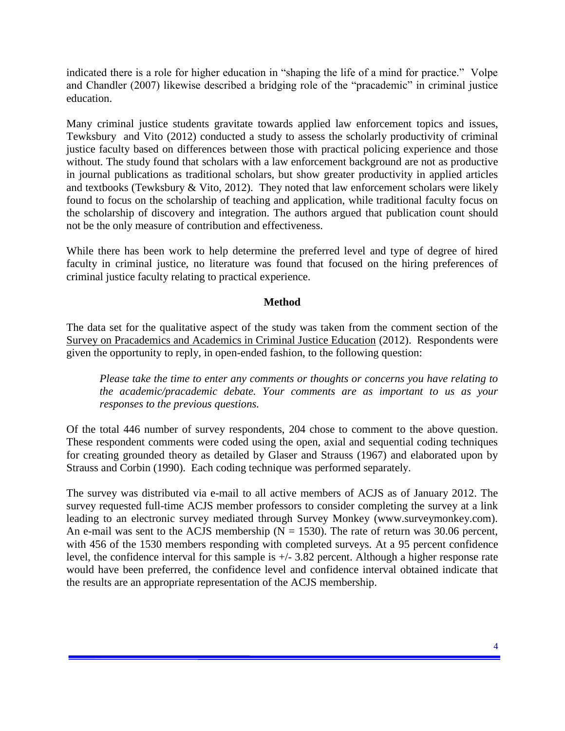indicated there is a role for higher education in "shaping the life of a mind for practice." Volpe and Chandler (2007) likewise described a bridging role of the "pracademic" in criminal justice education.

Many criminal justice students gravitate towards applied law enforcement topics and issues, Tewksbury and Vito (2012) conducted a study to assess the scholarly productivity of criminal justice faculty based on differences between those with practical policing experience and those without. The study found that scholars with a law enforcement background are not as productive in journal publications as traditional scholars, but show greater productivity in applied articles and textbooks (Tewksbury & Vito, 2012). They noted that law enforcement scholars were likely found to focus on the scholarship of teaching and application, while traditional faculty focus on the scholarship of discovery and integration. The authors argued that publication count should not be the only measure of contribution and effectiveness.

While there has been work to help determine the preferred level and type of degree of hired faculty in criminal justice, no literature was found that focused on the hiring preferences of criminal justice faculty relating to practical experience.

## Method

The data set for the qualitative aspect of the study was taken from the comment section of the Survey on Pracademics and Academics in Criminal Justice Education (2012). Respondents were given the opportunity to reply, in open-ended fashion, to the following question:

> *Please take the time to enter any comments or thoughts or concerns you have relating to the academic/pracademic debate. Your comments are as important to us as your responses to the previous questions.*

Of the total 446 number of survey respondents, 204 chose to comment to the above question. These respondent comments were coded using the open, axial and sequential coding techniques for creating grounded theory as detailed by Glaser and Strauss (1967) and elaborated upon by Strauss and Corbin (1990). Each coding technique was performed separately.

The survey was distributed via e-mail to all active members of ACJS as of January 2012. The survey requested full-time ACJS member professors to consider completing the survey at a link leading to an electronic survey mediated through Survey Monkey (www.surveymonkey.com). An e-mail was sent to the ACJS membership ($N = 1530$). The rate of return was 30.06 percent, with 456 of the 1530 members responding with completed surveys. At a 95 percent confidence level, the confidence interval for this sample is +/- 3.82 percent. Although a higher response rate would have been preferred, the confidence level and confidence interval obtained indicate that the results are an appropriate representation of the ACJS membership.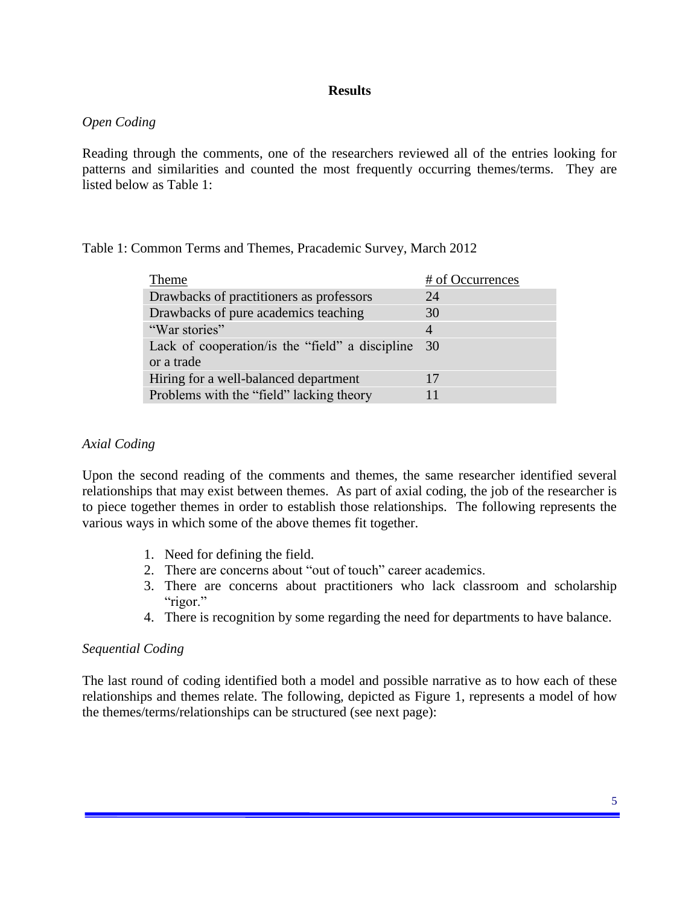## Results

### *Open Coding*

Reading through the comments, one of the researchers reviewed all of the entries looking for patterns and similarities and counted the most frequently occurring themes/terms. They are listed below as Table 1:

Table 1: Common Terms and Themes, Pracademic Survey, March 2012

| Theme | # of Occurrences |
|---|---|
| Drawbacks of practitioners as professors | 24 |
| Drawbacks of pure academics teaching | 30 |
| "War stories" | 4 |
| Lack of cooperation/is the "field" a discipline or a trade | 30 |
| Hiring for a well-balanced department | 17 |
| Problems with the "field" lacking theory | 11 |

### *Axial Coding*

Upon the second reading of the comments and themes, the same researcher identified several relationships that may exist between themes. As part of axial coding, the job of the researcher is to piece together themes in order to establish those relationships. The following represents the various ways in which some of the above themes fit together.

1. Need for defining the field.
2. There are concerns about "out of touch" career academics.
3. There are concerns about practitioners who lack classroom and scholarship "rigor."
4. There is recognition by some regarding the need for departments to have balance.

### *Sequential Coding*

The last round of coding identified both a model and possible narrative as to how each of these relationships and themes relate. The following, depicted as Figure 1, represents a model of how the themes/terms/relationships can be structured (see next page):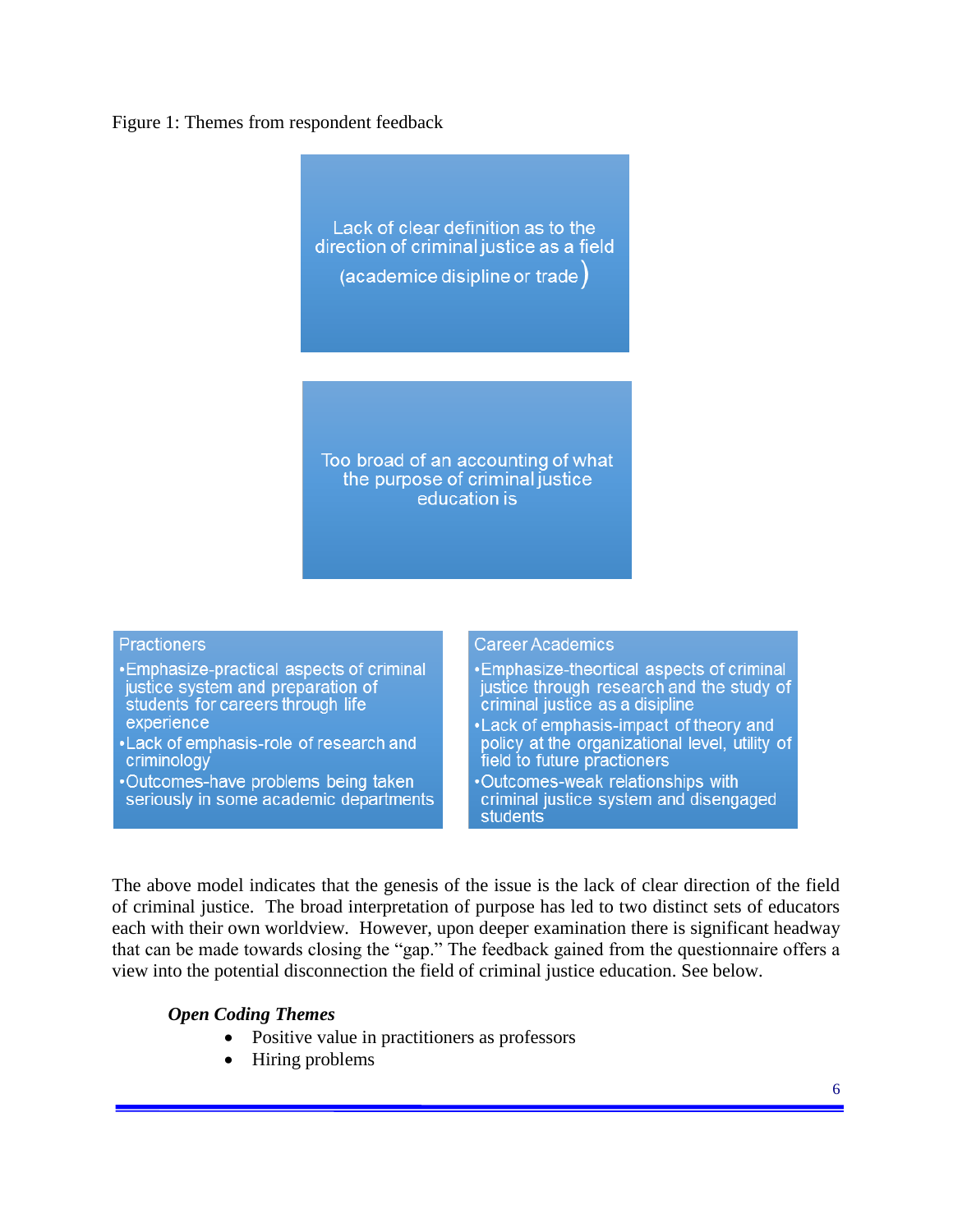Figure 1: Themes from respondent feedback

Lack of clear definition as to the direction of criminal justice as a field (academice disipline or trade)

Too broad of an accounting of what the purpose of criminal justice education is

Practioners

- Emphasize-practical aspects of criminal justice system and preparation of students for careers through life experience
- Lack of emphasis-role of research and criminology
- Outcomes-have problems being taken seriously in some academic departments

Career Academics

- Emphasize-theortical aspects of criminal justice through research and the study of criminal justice as a disipline
- Lack of emphasis-impact of theory and policy at the organizational level, utility of field to future practioners
- Outcomes-weak relationships with criminal justice system and disengaged students

The above model indicates that the genesis of the issue is the lack of clear direction of the field of criminal justice. The broad interpretation of purpose has led to two distinct sets of educators each with their own worldview. However, upon deeper examination there is significant headway that can be made towards closing the "gap." The feedback gained from the questionnaire offers a view into the potential disconnection the field of criminal justice education. See below.

***Open Coding Themes***

- Positive value in practitioners as professors
- Hiring problems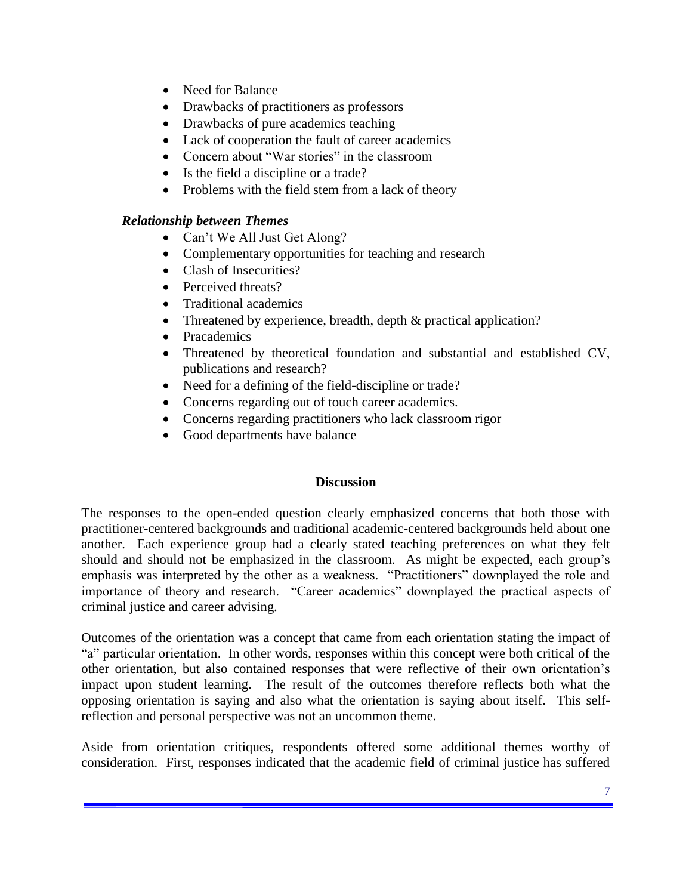- Need for Balance
- Drawbacks of practitioners as professors
- Drawbacks of pure academics teaching
- Lack of cooperation the fault of career academics
- Concern about "War stories" in the classroom
- Is the field a discipline or a trade?
- Problems with the field stem from a lack of theory

### *Relationship between Themes*

- Can't We All Just Get Along?
- Complementary opportunities for teaching and research
- Clash of Insecurities?
- Perceived threats?
- Traditional academics
- Threatened by experience, breadth, depth & practical application?
- Pracademics
- Threatened by theoretical foundation and substantial and established CV, publications and research?
- Need for a defining of the field-discipline or trade?
- Concerns regarding out of touch career academics.
- Concerns regarding practitioners who lack classroom rigor
- Good departments have balance

## Discussion

The responses to the open-ended question clearly emphasized concerns that both those with practitioner-centered backgrounds and traditional academic-centered backgrounds held about one another. Each experience group had a clearly stated teaching preferences on what they felt should and should not be emphasized in the classroom. As might be expected, each group's emphasis was interpreted by the other as a weakness. "Practitioners" downplayed the role and importance of theory and research. "Career academics" downplayed the practical aspects of criminal justice and career advising.

Outcomes of the orientation was a concept that came from each orientation stating the impact of "a" particular orientation. In other words, responses within this concept were both critical of the other orientation, but also contained responses that were reflective of their own orientation's impact upon student learning. The result of the outcomes therefore reflects both what the opposing orientation is saying and also what the orientation is saying about itself. This self-reflection and personal perspective was not an uncommon theme.

Aside from orientation critiques, respondents offered some additional themes worthy of consideration. First, responses indicated that the academic field of criminal justice has suffered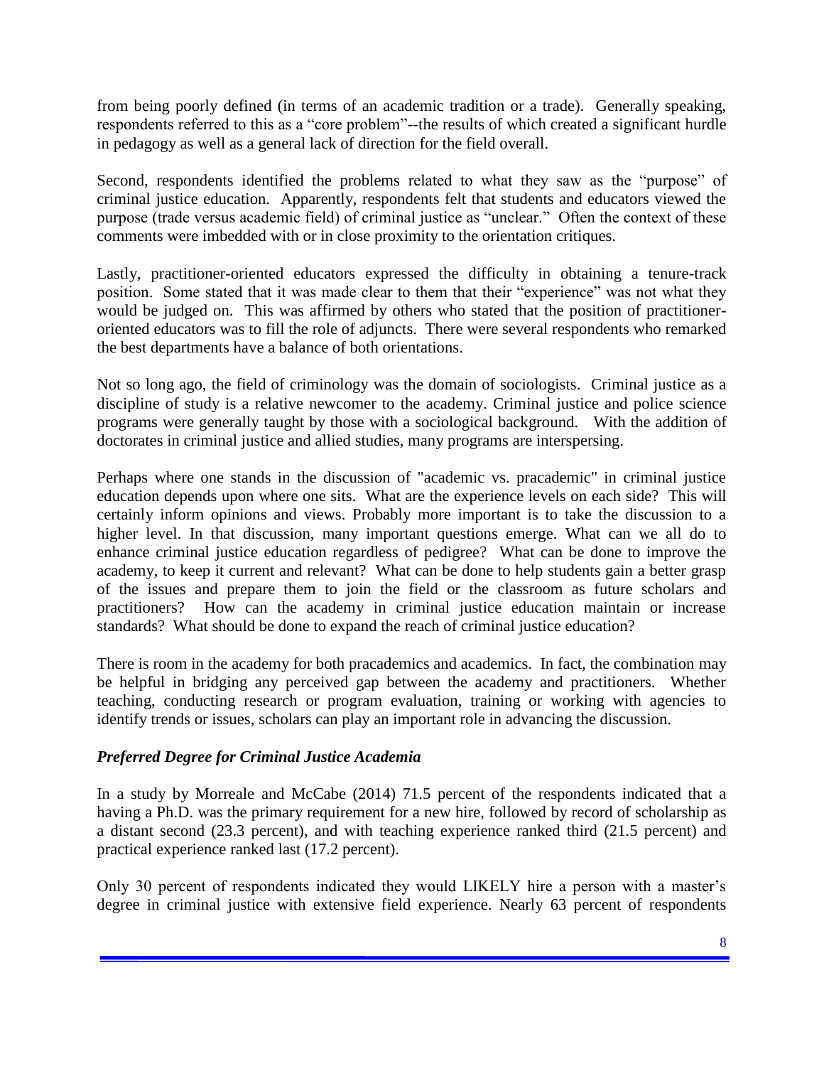from being poorly defined (in terms of an academic tradition or a trade). Generally speaking, respondents referred to this as a "core problem"--the results of which created a significant hurdle in pedagogy as well as a general lack of direction for the field overall.

Second, respondents identified the problems related to what they saw as the "purpose" of criminal justice education. Apparently, respondents felt that students and educators viewed the purpose (trade versus academic field) of criminal justice as "unclear." Often the context of these comments were imbedded with or in close proximity to the orientation critiques.

Lastly, practitioner-oriented educators expressed the difficulty in obtaining a tenure-track position. Some stated that it was made clear to them that their "experience" was not what they would be judged on. This was affirmed by others who stated that the position of practitioner-oriented educators was to fill the role of adjuncts. There were several respondents who remarked the best departments have a balance of both orientations.

Not so long ago, the field of criminology was the domain of sociologists. Criminal justice as a discipline of study is a relative newcomer to the academy. Criminal justice and police science programs were generally taught by those with a sociological background. With the addition of doctorates in criminal justice and allied studies, many programs are interspersing.

Perhaps where one stands in the discussion of "academic vs. pracademic" in criminal justice education depends upon where one sits. What are the experience levels on each side? This will certainly inform opinions and views. Probably more important is to take the discussion to a higher level. In that discussion, many important questions emerge. What can we all do to enhance criminal justice education regardless of pedigree? What can be done to improve the academy, to keep it current and relevant? What can be done to help students gain a better grasp of the issues and prepare them to join the field or the classroom as future scholars and practitioners? How can the academy in criminal justice education maintain or increase standards? What should be done to expand the reach of criminal justice education?

There is room in the academy for both pracademics and academics. In fact, the combination may be helpful in bridging any perceived gap between the academy and practitioners. Whether teaching, conducting research or program evaluation, training or working with agencies to identify trends or issues, scholars can play an important role in advancing the discussion.

### *Preferred Degree for Criminal Justice Academia*

In a study by Morreale and McCabe (2014) 71.5 percent of the respondents indicated that a having a Ph.D. was the primary requirement for a new hire, followed by record of scholarship as a distant second (23.3 percent), and with teaching experience ranked third (21.5 percent) and practical experience ranked last (17.2 percent).

Only 30 percent of respondents indicated they would LIKELY hire a person with a master's degree in criminal justice with extensive field experience. Nearly 63 percent of respondents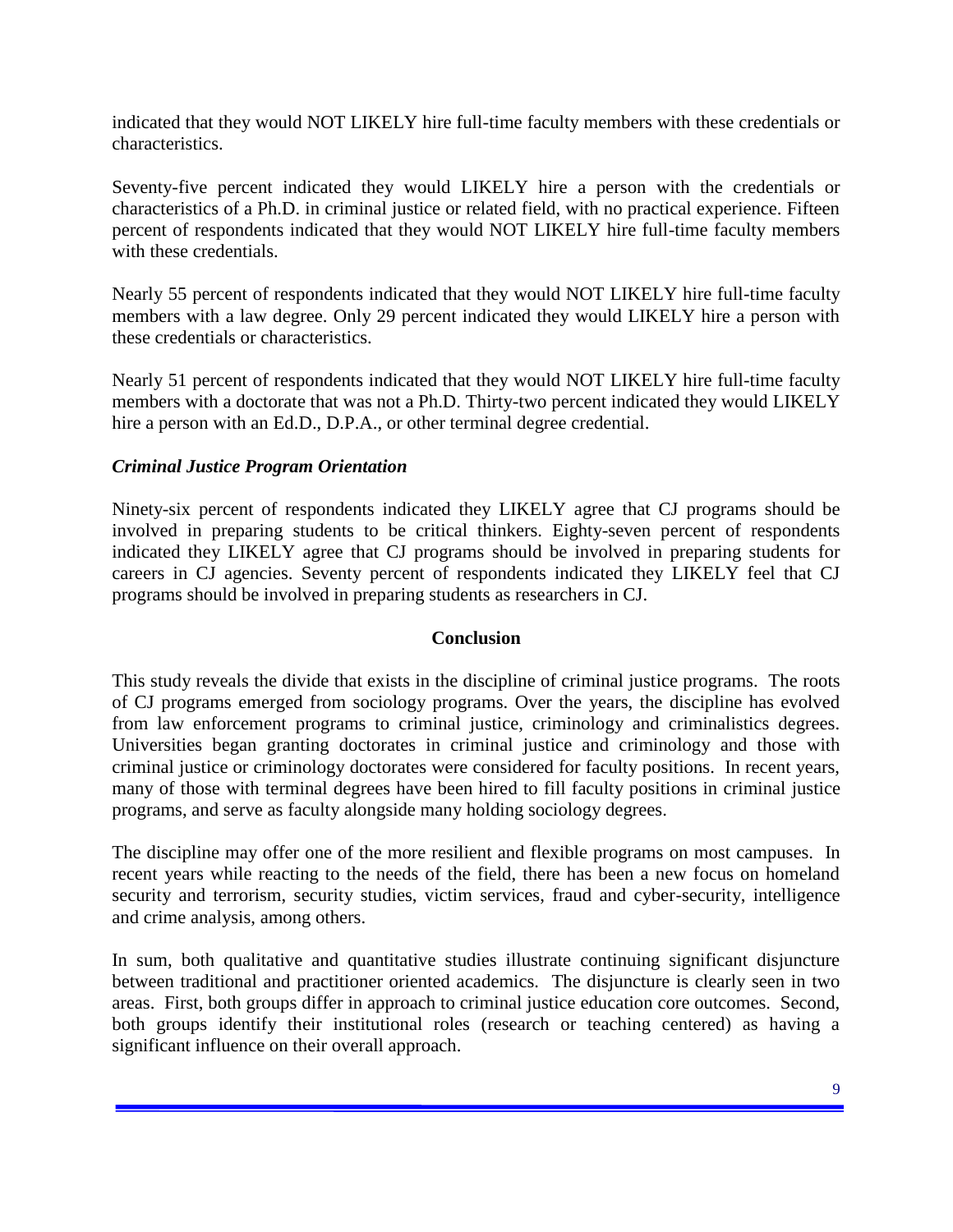indicated that they would NOT LIKELY hire full-time faculty members with these credentials or characteristics.

Seventy-five percent indicated they would LIKELY hire a person with the credentials or characteristics of a Ph.D. in criminal justice or related field, with no practical experience. Fifteen percent of respondents indicated that they would NOT LIKELY hire full-time faculty members with these credentials.

Nearly 55 percent of respondents indicated that they would NOT LIKELY hire full-time faculty members with a law degree. Only 29 percent indicated they would LIKELY hire a person with these credentials or characteristics.

Nearly 51 percent of respondents indicated that they would NOT LIKELY hire full-time faculty members with a doctorate that was not a Ph.D. Thirty-two percent indicated they would LIKELY hire a person with an Ed.D., D.P.A., or other terminal degree credential.

### *Criminal Justice Program Orientation*

Ninety-six percent of respondents indicated they LIKELY agree that CJ programs should be involved in preparing students to be critical thinkers. Eighty-seven percent of respondents indicated they LIKELY agree that CJ programs should be involved in preparing students for careers in CJ agencies. Seventy percent of respondents indicated they LIKELY feel that CJ programs should be involved in preparing students as researchers in CJ.

## Conclusion

This study reveals the divide that exists in the discipline of criminal justice programs. The roots of CJ programs emerged from sociology programs. Over the years, the discipline has evolved from law enforcement programs to criminal justice, criminology and criminalistics degrees. Universities began granting doctorates in criminal justice and criminology and those with criminal justice or criminology doctorates were considered for faculty positions. In recent years, many of those with terminal degrees have been hired to fill faculty positions in criminal justice programs, and serve as faculty alongside many holding sociology degrees.

The discipline may offer one of the more resilient and flexible programs on most campuses. In recent years while reacting to the needs of the field, there has been a new focus on homeland security and terrorism, security studies, victim services, fraud and cyber-security, intelligence and crime analysis, among others.

In sum, both qualitative and quantitative studies illustrate continuing significant disjuncture between traditional and practitioner oriented academics. The disjuncture is clearly seen in two areas. First, both groups differ in approach to criminal justice education core outcomes. Second, both groups identify their institutional roles (research or teaching centered) as having a significant influence on their overall approach.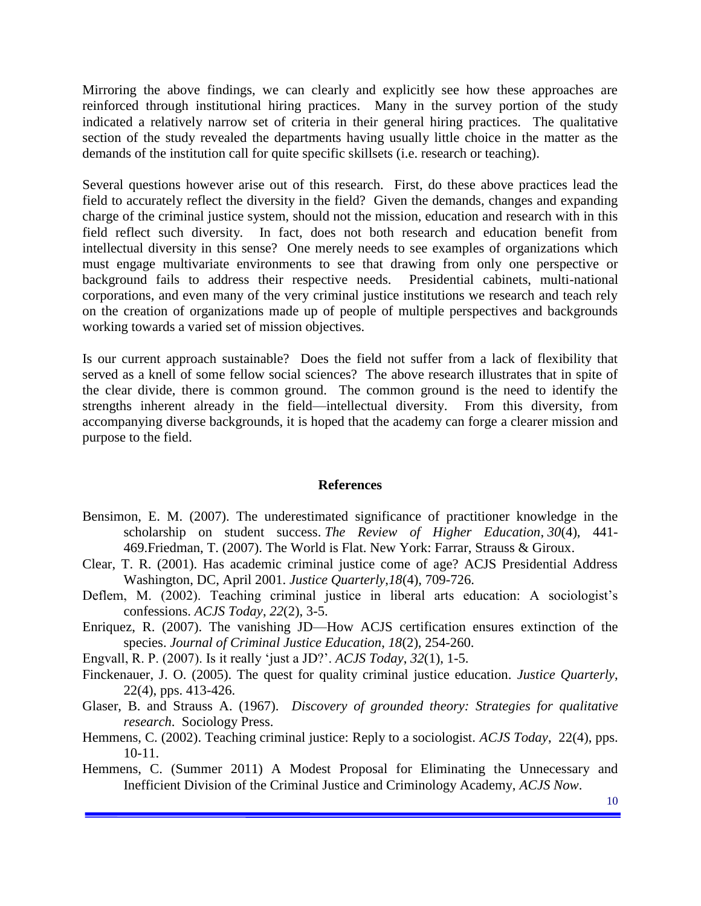Mirroring the above findings, we can clearly and explicitly see how these approaches are reinforced through institutional hiring practices. Many in the survey portion of the study indicated a relatively narrow set of criteria in their general hiring practices. The qualitative section of the study revealed the departments having usually little choice in the matter as the demands of the institution call for quite specific skillsets (i.e. research or teaching).

Several questions however arise out of this research. First, do these above practices lead the field to accurately reflect the diversity in the field? Given the demands, changes and expanding charge of the criminal justice system, should not the mission, education and research with in this field reflect such diversity. In fact, does not both research and education benefit from intellectual diversity in this sense? One merely needs to see examples of organizations which must engage multivariate environments to see that drawing from only one perspective or background fails to address their respective needs. Presidential cabinets, multi-national corporations, and even many of the very criminal justice institutions we research and teach rely on the creation of organizations made up of people of multiple perspectives and backgrounds working towards a varied set of mission objectives.

Is our current approach sustainable? Does the field not suffer from a lack of flexibility that served as a knell of some fellow social sciences? The above research illustrates that in spite of the clear divide, there is common ground. The common ground is the need to identify the strengths inherent already in the field—intellectual diversity. From this diversity, from accompanying diverse backgrounds, it is hoped that the academy can forge a clearer mission and purpose to the field.

## References

Bensimon, E. M. (2007). The underestimated significance of practitioner knowledge in the scholarship on student success. *The Review of Higher Education*, *30*(4), 441-469.Friedman, T. (2007). The World is Flat. New York: Farrar, Strauss & Giroux.

Clear, T. R. (2001). Has academic criminal justice come of age? ACJS Presidential Address Washington, DC, April 2001. *Justice Quarterly*,*18*(4), 709-726.

Deflem, M. (2002). Teaching criminal justice in liberal arts education: A sociologist's confessions. *ACJS Today*, *22*(2), 3-5.

Enriquez, R. (2007). The vanishing JD—How ACJS certification ensures extinction of the species. *Journal of Criminal Justice Education*, *18*(2), 254-260.

Engvall, R. P. (2007). Is it really 'just a JD?'. *ACJS Today*, *32*(1), 1-5.

Finckenauer, J. O. (2005). The quest for quality criminal justice education. *Justice Quarterly*, 22(4), pps. 413-426.

Glaser, B. and Strauss A. (1967). *Discovery of grounded theory: Strategies for qualitative research.* Sociology Press.

Hemmens, C. (2002). Teaching criminal justice: Reply to a sociologist. *ACJS Today*, 22(4), pps. 10-11.

Hemmens, C. (Summer 2011) A Modest Proposal for Eliminating the Unnecessary and Inefficient Division of the Criminal Justice and Criminology Academy, *ACJS Now*.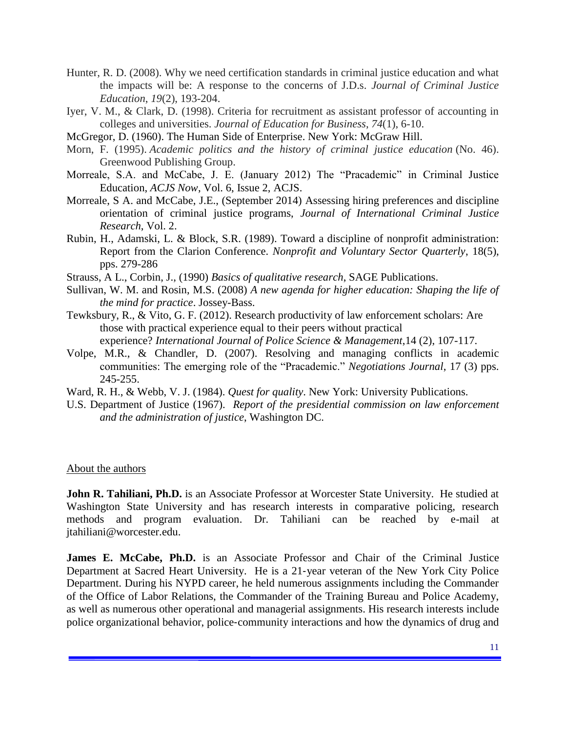Hunter, R. D. (2008). Why we need certification standards in criminal justice education and what the impacts will be: A response to the concerns of J.D.s. *Journal of Criminal Justice Education*, *19*(2), 193-204.

Iyer, V. M., & Clark, D. (1998). Criteria for recruitment as assistant professor of accounting in colleges and universities. *Journal of Education for Business*, *74*(1), 6-10.

McGregor, D. (1960). The Human Side of Enterprise. New York: McGraw Hill.

Morn, F. (1995). *Academic politics and the history of criminal justice education* (No. 46). Greenwood Publishing Group.

Morreale, S.A. and McCabe, J. E. (January 2012) The "Pracademic" in Criminal Justice Education, *ACJS Now*, Vol. 6, Issue 2, ACJS.

Morreale, S A. and McCabe, J.E., (September 2014) Assessing hiring preferences and discipline orientation of criminal justice programs, *Journal of International Criminal Justice Research*, Vol. 2.

Rubin, H., Adamski, L. & Block, S.R. (1989). Toward a discipline of nonprofit administration: Report from the Clarion Conference. *Nonprofit and Voluntary Sector Quarterly*, 18(5), pps. 279-286

Strauss, A L., Corbin, J., (1990) *Basics of qualitative research*, SAGE Publications.

Sullivan, W. M. and Rosin, M.S. (2008) *A new agenda for higher education: Shaping the life of the mind for practice*. Jossey-Bass.

Tewksbury, R., & Vito, G. F. (2012). Research productivity of law enforcement scholars: Are those with practical experience equal to their peers without practical experience? *International Journal of Police Science & Management*,14 (2), 107-117.

Volpe, M.R., & Chandler, D. (2007). Resolving and managing conflicts in academic communities: The emerging role of the "Pracademic." *Negotiations Journal*, 17 (3) pps. 245-255.

Ward, R. H., & Webb, V. J. (1984). *Quest for quality*. New York: University Publications.

U.S. Department of Justice (1967). *Report of the presidential commission on law enforcement and the administration of justice*, Washington DC.

## About the authors

**John R. Tahiliani, Ph.D.** is an Associate Professor at Worcester State University. He studied at Washington State University and has research interests in comparative policing, research methods and program evaluation. Dr. Tahiliani can be reached by e-mail at jtahiliani@worcester.edu.

**James E. McCabe, Ph.D.** is an Associate Professor and Chair of the Criminal Justice Department at Sacred Heart University. He is a 21-year veteran of the New York City Police Department. During his NYPD career, he held numerous assignments including the Commander of the Office of Labor Relations, the Commander of the Training Bureau and Police Academy, as well as numerous other operational and managerial assignments. His research interests include police organizational behavior, police-community interactions and how the dynamics of drug and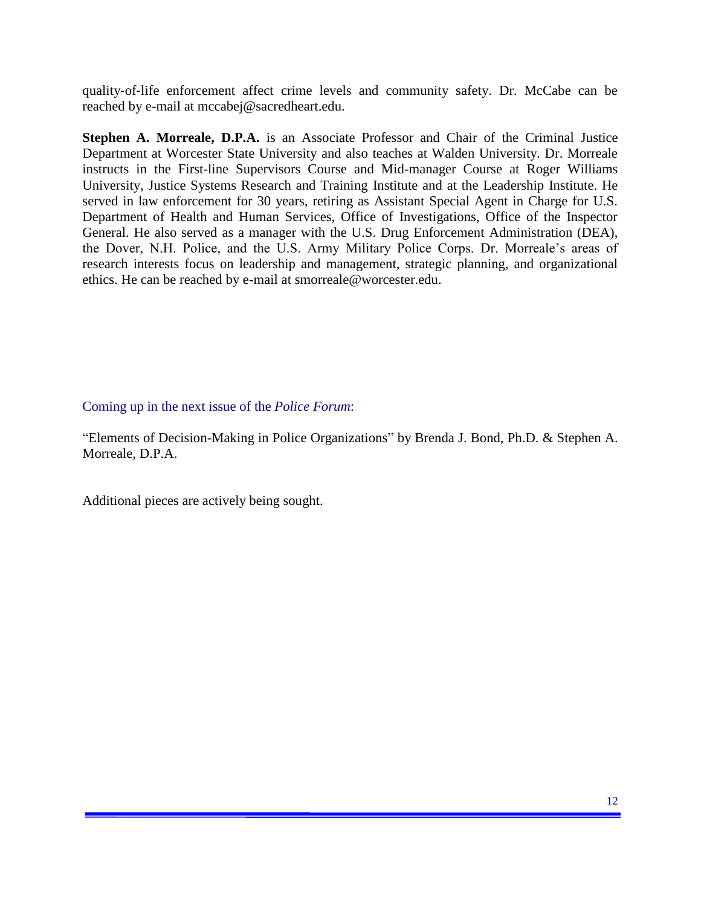quality-of-life enforcement affect crime levels and community safety. Dr. McCabe can be reached by e-mail at mccabej@sacredheart.edu.

**Stephen A. Morreale, D.P.A.** is an Associate Professor and Chair of the Criminal Justice Department at Worcester State University and also teaches at Walden University. Dr. Morreale instructs in the First-line Supervisors Course and Mid-manager Course at Roger Williams University, Justice Systems Research and Training Institute and at the Leadership Institute. He served in law enforcement for 30 years, retiring as Assistant Special Agent in Charge for U.S. Department of Health and Human Services, Office of Investigations, Office of the Inspector General. He also served as a manager with the U.S. Drug Enforcement Administration (DEA), the Dover, N.H. Police, and the U.S. Army Military Police Corps. Dr. Morreale's areas of research interests focus on leadership and management, strategic planning, and organizational ethics. He can be reached by e-mail at smorreale@worcester.edu.

Coming up in the next issue of the *Police Forum*:

"Elements of Decision-Making in Police Organizations" by Brenda J. Bond, Ph.D. & Stephen A. Morreale, D.P.A.

Additional pieces are actively being sought.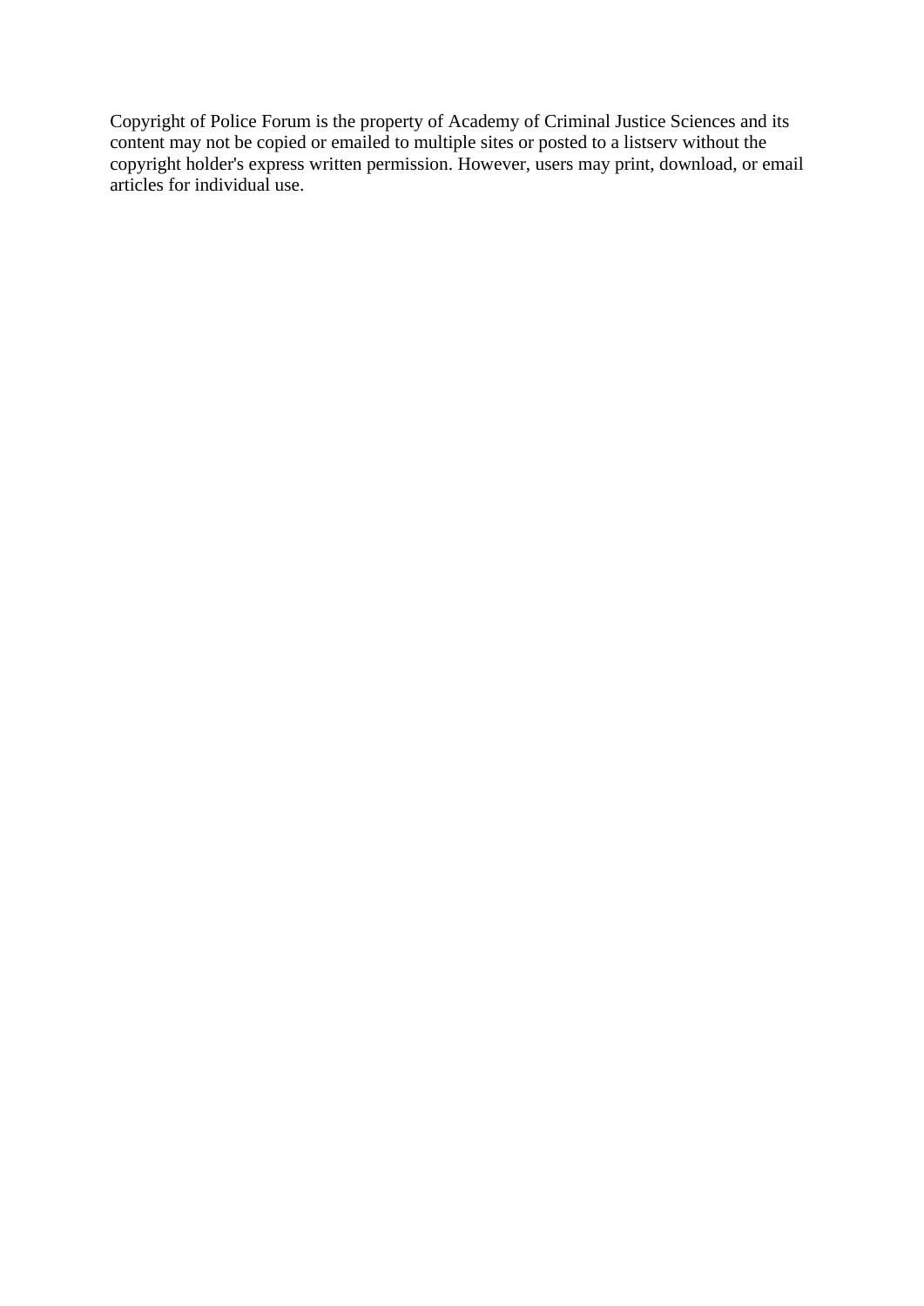Copyright of Police Forum is the property of Academy of Criminal Justice Sciences and its content may not be copied or emailed to multiple sites or posted to a listserv without the copyright holder's express written permission. However, users may print, download, or email articles for individual use.